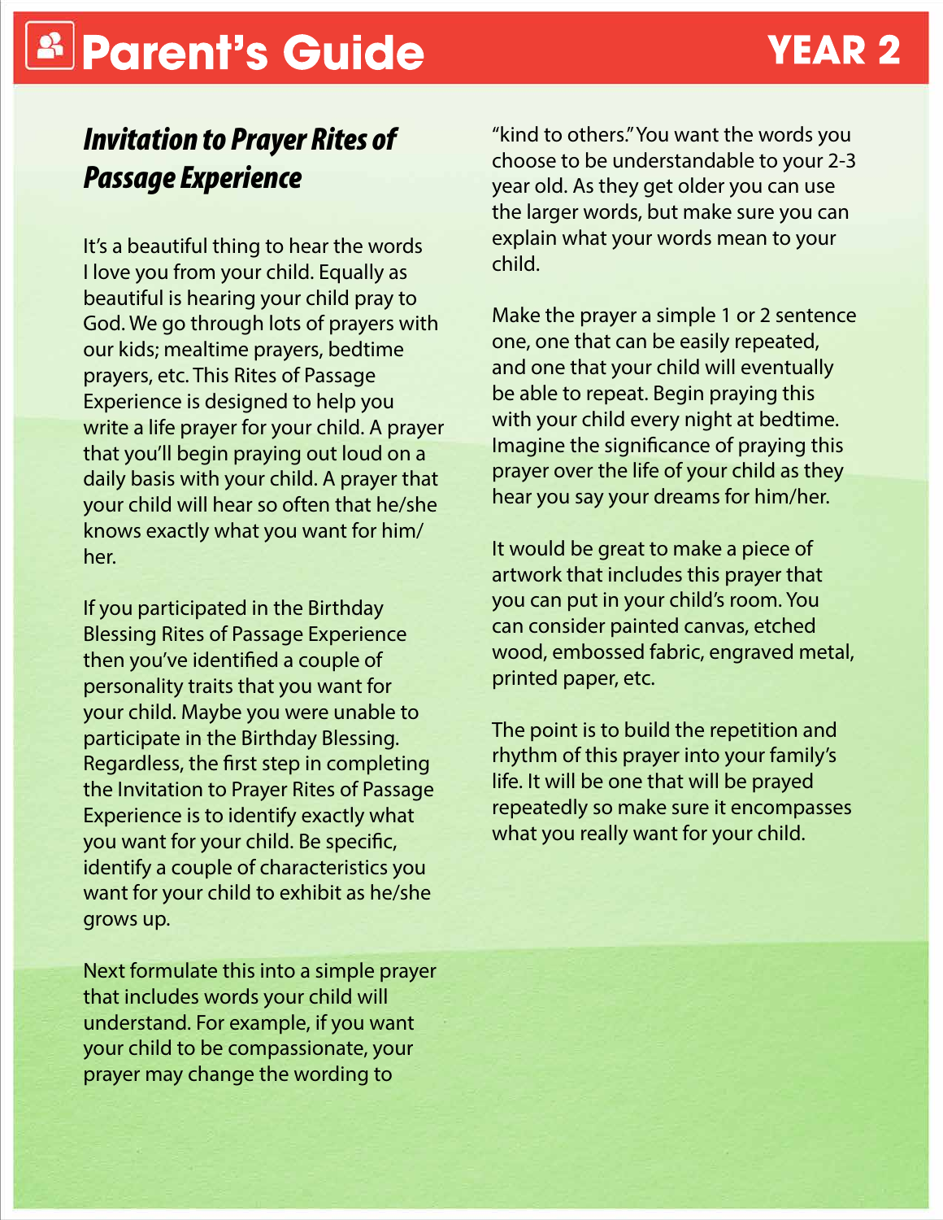# Parent's Guide

**YEAR 2**

## *Invitation to Prayer Rites of Passage Experience*

It's a beautiful thing to hear the words I love you from your child. Equally as beautiful is hearing your child pray to God. We go through lots of prayers with our kids; mealtime prayers, bedtime prayers, etc. This Rites of Passage Experience is designed to help you write a life prayer for your child. A prayer that you'll begin praying out loud on a daily basis with your child. A prayer that your child will hear so often that he/she knows exactly what you want for him/her.

If you participated in the Birthday Blessing Rites of Passage Experience then you've identified a couple of personality traits that you want for your child. Maybe you were unable to participate in the Birthday Blessing. Regardless, the first step in completing the Invitation to Prayer Rites of Passage Experience is to identify exactly what you want for your child. Be specific, identify a couple of characteristics you want for your child to exhibit as he/she grows up.

Next formulate this into a simple prayer that includes words your child will understand. For example, if you want your child to be compassionate, your prayer may change the wording to "kind to others." You want the words you choose to be understandable to your 2-3 year old. As they get older you can use the larger words, but make sure you can explain what your words mean to your child.

Make the prayer a simple 1 or 2 sentence one, one that can be easily repeated, and one that your child will eventually be able to repeat. Begin praying this with your child every night at bedtime. Imagine the significance of praying this prayer over the life of your child as they hear you say your dreams for him/her.

It would be great to make a piece of artwork that includes this prayer that you can put in your child's room. You can consider painted canvas, etched wood, embossed fabric, engraved metal, printed paper, etc.

The point is to build the repetition and rhythm of this prayer into your family's life. It will be one that will be prayed repeatedly so make sure it encompasses what you really want for your child.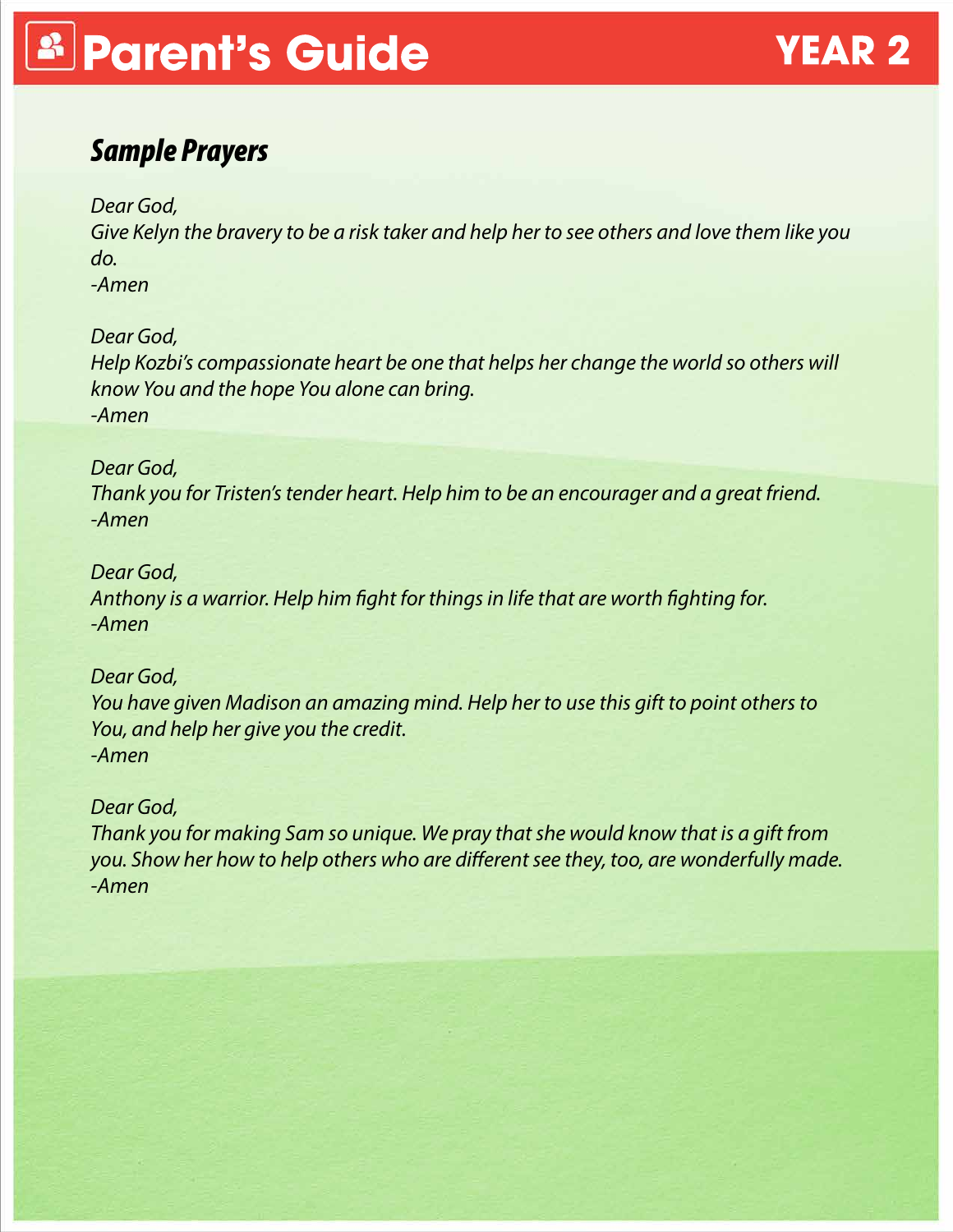## *Sample Prayers*

*Dear God,*
*Give Kelyn the bravery to be a risk taker and help her to see others and love them like you do.*
*-Amen*

*Dear God,*
*Help Kozbi's compassionate heart be one that helps her change the world so others will know You and the hope You alone can bring.*
*-Amen*

*Dear God,*
*Thank you for Tristen's tender heart. Help him to be an encourager and a great friend.*
*-Amen*

*Dear God,*
*Anthony is a warrior. Help him fight for things in life that are worth fighting for.*
*-Amen*

*Dear God,*
*You have given Madison an amazing mind. Help her to use this gift to point others to You, and help her give you the credit.*
*-Amen*

*Dear God,*
*Thank you for making Sam so unique. We pray that she would know that is a gift from you. Show her how to help others who are different see they, too, are wonderfully made.*
*-Amen*